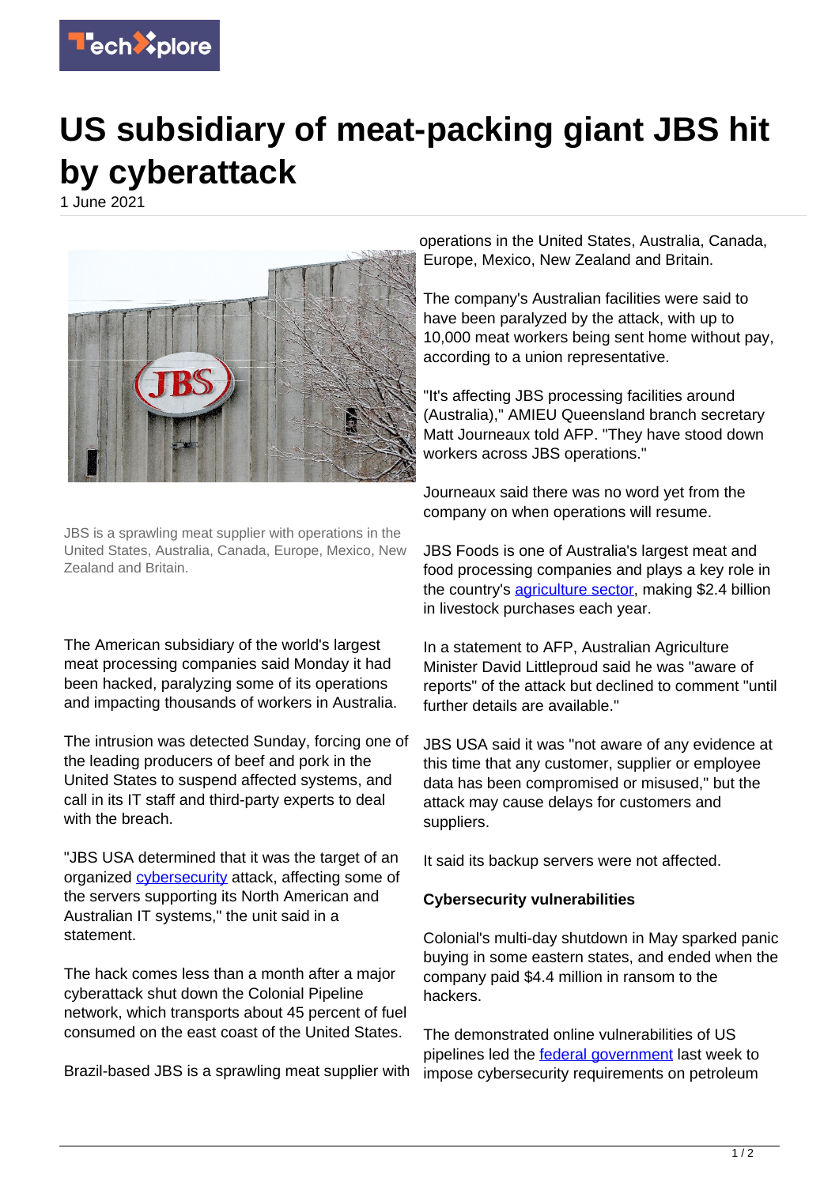# US subsidiary of meat-packing giant JBS hit by cyberattack

1 June 2021

JBS is a sprawling meat supplier with operations in the United States, Australia, Canada, Europe, Mexico, New Zealand and Britain.

The American subsidiary of the world's largest meat processing companies said Monday it had been hacked, paralyzing some of its operations and impacting thousands of workers in Australia.

The intrusion was detected Sunday, forcing one of the leading producers of beef and pork in the United States to suspend affected systems, and call in its IT staff and third-party experts to deal with the breach.

"JBS USA determined that it was the target of an organized cybersecurity attack, affecting some of the servers supporting its North American and Australian IT systems," the unit said in a statement.

The hack comes less than a month after a major cyberattack shut down the Colonial Pipeline network, which transports about 45 percent of fuel consumed on the east coast of the United States.

Brazil-based JBS is a sprawling meat supplier with operations in the United States, Australia, Canada, Europe, Mexico, New Zealand and Britain.

The company's Australian facilities were said to have been paralyzed by the attack, with up to 10,000 meat workers being sent home without pay, according to a union representative.

"It's affecting JBS processing facilities around (Australia)," AMIEU Queensland branch secretary Matt Journeaux told AFP. "They have stood down workers across JBS operations."

Journeaux said there was no word yet from the company on when operations will resume.

JBS Foods is one of Australia's largest meat and food processing companies and plays a key role in the country's agriculture sector, making $2.4 billion in livestock purchases each year.

In a statement to AFP, Australian Agriculture Minister David Littleproud said he was "aware of reports" of the attack but declined to comment "until further details are available."

JBS USA said it was "not aware of any evidence at this time that any customer, supplier or employee data has been compromised or misused," but the attack may cause delays for customers and suppliers.

It said its backup servers were not affected.

**Cybersecurity vulnerabilities**

Colonial's multi-day shutdown in May sparked panic buying in some eastern states, and ended when the company paid $4.4 million in ransom to the hackers.

The demonstrated online vulnerabilities of US pipelines led the federal government last week to impose cybersecurity requirements on petroleum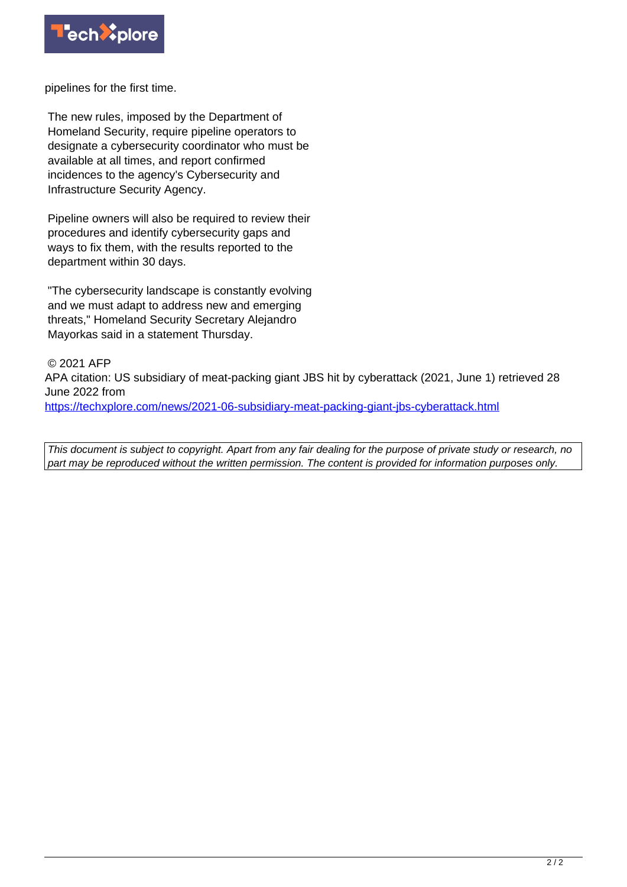pipelines for the first time.

The new rules, imposed by the Department of Homeland Security, require pipeline operators to designate a cybersecurity coordinator who must be available at all times, and report confirmed incidences to the agency's Cybersecurity and Infrastructure Security Agency.

Pipeline owners will also be required to review their procedures and identify cybersecurity gaps and ways to fix them, with the results reported to the department within 30 days.

"The cybersecurity landscape is constantly evolving and we must adapt to address new and emerging threats," Homeland Security Secretary Alejandro Mayorkas said in a statement Thursday.

© 2021 AFP

APA citation: US subsidiary of meat-packing giant JBS hit by cyberattack (2021, June 1) retrieved 28 June 2022 from https://techxplore.com/news/2021-06-subsidiary-meat-packing-giant-jbs-cyberattack.html

*This document is subject to copyright. Apart from any fair dealing for the purpose of private study or research, no part may be reproduced without the written permission. The content is provided for information purposes only.*